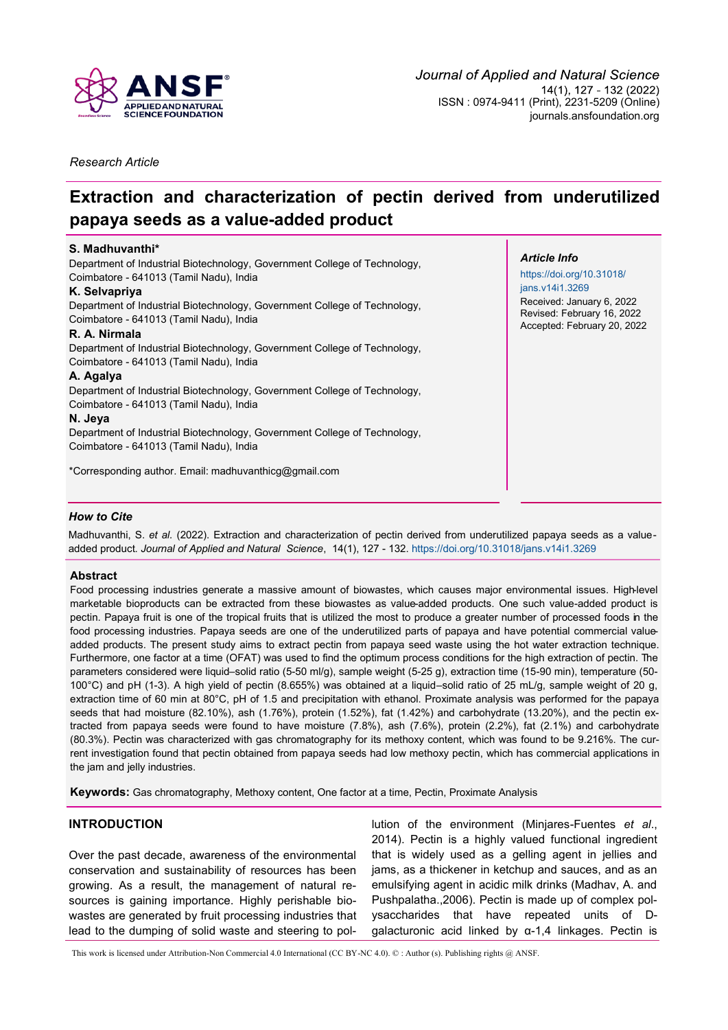*Research Article*

# Extraction and characterization of pectin derived from underutilized papaya seeds as a value-added product

**S. Madhuvanthi***
Department of Industrial Biotechnology, Government College of Technology, Coimbatore - 641013 (Tamil Nadu), India

**K. Selvapriya**
Department of Industrial Biotechnology, Government College of Technology, Coimbatore - 641013 (Tamil Nadu), India

**R. A. Nirmala**
Department of Industrial Biotechnology, Government College of Technology, Coimbatore - 641013 (Tamil Nadu), India

**A. Agalya**
Department of Industrial Biotechnology, Government College of Technology, Coimbatore - 641013 (Tamil Nadu), India

**N. Jeya**
Department of Industrial Biotechnology, Government College of Technology, Coimbatore - 641013 (Tamil Nadu), India

*Corresponding author. Email: madhuvanthicg@gmail.com

***Article Info***

https://doi.org/10.31018/jans.v14i1.3269
Received: January 6, 2022
Revised: February 16, 2022
Accepted: February 20, 2022

***How to Cite***

Madhuvanthi, S. *et al*. (2022). Extraction and characterization of pectin derived from underutilized papaya seeds as a value-added product. *Journal of Applied and Natural Science*, 14(1), 127 - 132. https://doi.org/10.31018/jans.v14i1.3269

## Abstract

Food processing industries generate a massive amount of biowastes, which causes major environmental issues. High-level marketable bioproducts can be extracted from these biowastes as value-added products. One such value-added product is pectin. Papaya fruit is one of the tropical fruits that is utilized the most to produce a greater number of processed foods in the food processing industries. Papaya seeds are one of the underutilized parts of papaya and have potential commercial value-added products. The present study aims to extract pectin from papaya seed waste using the hot water extraction technique. Furthermore, one factor at a time (OFAT) was used to find the optimum process conditions for the high extraction of pectin. The parameters considered were liquid–solid ratio (5-50 ml/g), sample weight (5-25 g), extraction time (15-90 min), temperature (50-100°C) and pH (1-3). A high yield of pectin (8.655%) was obtained at a liquid–solid ratio of 25 mL/g, sample weight of 20 g, extraction time of 60 min at 80°C, pH of 1.5 and precipitation with ethanol. Proximate analysis was performed for the papaya seeds that had moisture (82.10%), ash (1.76%), protein (1.52%), fat (1.42%) and carbohydrate (13.20%), and the pectin extracted from papaya seeds were found to have moisture (7.8%), ash (7.6%), protein (2.2%), fat (2.1%) and carbohydrate (80.3%). Pectin was characterized with gas chromatography for its methoxy content, which was found to be 9.216%. The current investigation found that pectin obtained from papaya seeds had low methoxy pectin, which has commercial applications in the jam and jelly industries.

**Keywords:** Gas chromatography, Methoxy content, One factor at a time, Pectin, Proximate Analysis

## INTRODUCTION

Over the past decade, awareness of the environmental conservation and sustainability of resources has been growing. As a result, the management of natural resources is gaining importance. Highly perishable biowastes are generated by fruit processing industries that lead to the dumping of solid waste and steering to pollution of the environment (Minjares-Fuentes *et al*., 2014). Pectin is a highly valued functional ingredient that is widely used as a gelling agent in jellies and jams, as a thickener in ketchup and sauces, and as an emulsifying agent in acidic milk drinks (Madhav, A. and Pushpalatha.,2006). Pectin is made up of complex polysaccharides that have repeated units of D-galacturonic acid linked by α-1,4 linkages. Pectin is

This work is licensed under Attribution-Non Commercial 4.0 International (CC BY-NC 4.0). © : Author (s). Publishing rights @ ANSF.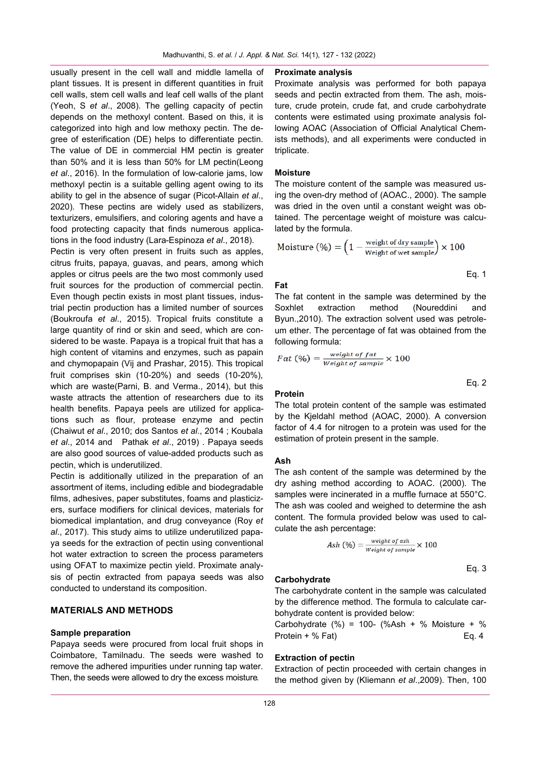usually present in the cell wall and middle lamella of plant tissues. It is present in different quantities in fruit cell walls, stem cell walls and leaf cell walls of the plant (Yeoh, S *et al*., 2008). The gelling capacity of pectin depends on the methoxyl content. Based on this, it is categorized into high and low methoxy pectin. The degree of esterification (DE) helps to differentiate pectin. The value of DE in commercial HM pectin is greater than 50% and it is less than 50% for LM pectin(Leong *et al*., 2016). In the formulation of low-calorie jams, low methoxyl pectin is a suitable gelling agent owing to its ability to gel in the absence of sugar (Picot-Allain *et al*., 2020). These pectins are widely used as stabilizers, texturizers, emulsifiers, and coloring agents and have a food protecting capacity that finds numerous applications in the food industry (Lara-Espinoza *et al*., 2018).

Pectin is very often present in fruits such as apples, citrus fruits, papaya, guavas, and pears, among which apples or citrus peels are the two most commonly used fruit sources for the production of commercial pectin. Even though pectin exists in most plant tissues, industrial pectin production has a limited number of sources (Boukroufa *et al*., 2015). Tropical fruits constitute a large quantity of rind or skin and seed, which are considered to be waste. Papaya is a tropical fruit that has a high content of vitamins and enzymes, such as papain and chymopapain (Vij and Prashar, 2015). This tropical fruit comprises skin (10-20%) and seeds (10-20%), which are waste(Parni, B. and Verma., 2014), but this waste attracts the attention of researchers due to its health benefits. Papaya peels are utilized for applications such as flour, protease enzyme and pectin (Chaiwut *et al*., 2010; dos Santos *et al*., 2014 ; Koubala *et al*., 2014 and Pathak *et al*., 2019) . Papaya seeds are also good sources of value-added products such as pectin, which is underutilized.

Pectin is additionally utilized in the preparation of an assortment of items, including edible and biodegradable films, adhesives, paper substitutes, foams and plasticizers, surface modifiers for clinical devices, materials for biomedical implantation, and drug conveyance (Roy *et al*., 2017). This study aims to utilize underutilized papaya seeds for the extraction of pectin using conventional hot water extraction to screen the process parameters using OFAT to maximize pectin yield. Proximate analysis of pectin extracted from papaya seeds was also conducted to understand its composition.

## MATERIALS AND METHODS

### Sample preparation

Papaya seeds were procured from local fruit shops in Coimbatore, Tamilnadu. The seeds were washed to remove the adhered impurities under running tap water. Then, the seeds were allowed to dry the excess moisture.

### Proximate analysis

Proximate analysis was performed for both papaya seeds and pectin extracted from them. The ash, moisture, crude protein, crude fat, and crude carbohydrate contents were estimated using proximate analysis following AOAC (Association of Official Analytical Chemists methods), and all experiments were conducted in triplicate.

### Moisture

The moisture content of the sample was measured using the oven-dry method of (AOAC., 2000). The sample was dried in the oven until a constant weight was obtained. The percentage weight of moisture was calculated by the formula.

$$\text{Moisture } (\%) = \left(1 - \frac{\text{weight of dry sample}}{\text{Weight of wet sample}}\right) \times 100 \quad \text{Eq. 1}$$

### Fat

The fat content in the sample was determined by the Soxhlet extraction method (Noureddini and Byun.,2010). The extraction solvent used was petroleum ether. The percentage of fat was obtained from the following formula:

$$Fat\ (\%) = \frac{weight\ of\ fat}{Weight\ of\ sample} \times 100 \quad \text{Eq. 2}$$

### Protein

The total protein content of the sample was estimated by the Kjeldahl method (AOAC, 2000). A conversion factor of 4.4 for nitrogen to a protein was used for the estimation of protein present in the sample.

### Ash

The ash content of the sample was determined by the dry ashing method according to AOAC. (2000). The samples were incinerated in a muffle furnace at 550°C. The ash was cooled and weighed to determine the ash content. The formula provided below was used to calculate the ash percentage:

$$Ash\ (\%) = \frac{weight\ of\ ash}{Weight\ of\ sample} \times 100 \quad \text{Eq. 3}$$

### Carbohydrate

The carbohydrate content in the sample was calculated by the difference method. The formula to calculate carbohydrate content is provided below:

Carbohydrate (%) = 100- (%Ash + % Moisture + % Protein + % Fat) Eq. 4

### Extraction of pectin

Extraction of pectin proceeded with certain changes in the method given by (Kliemann *et al*.,2009). Then, 100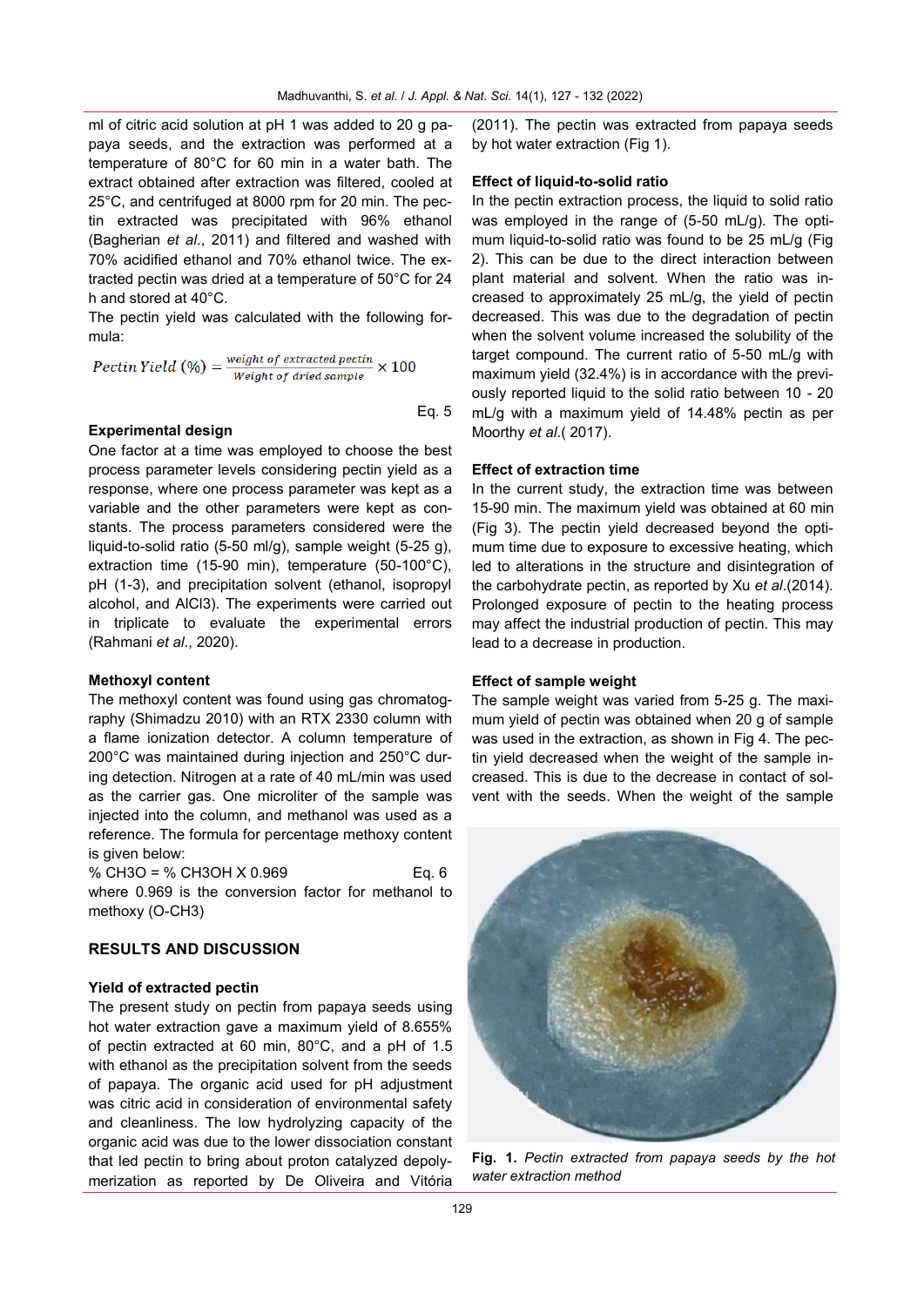ml of citric acid solution at pH 1 was added to 20 g papaya seeds, and the extraction was performed at a temperature of 80°C for 60 min in a water bath. The extract obtained after extraction was filtered, cooled at 25°C, and centrifuged at 8000 rpm for 20 min. The pectin extracted was precipitated with 96% ethanol (Bagherian *et al*., 2011) and filtered and washed with 70% acidified ethanol and 70% ethanol twice. The extracted pectin was dried at a temperature of 50°C for 24 h and stored at 40°C.

The pectin yield was calculated with the following formula:

$$Pectin\ Yield\ (\%) = \frac{weight\ of\ extracted\ pectin}{Weight\ of\ dried\ sample} \times 100 \qquad \text{Eq. 5}$$

**Experimental design**

One factor at a time was employed to choose the best process parameter levels considering pectin yield as a response, where one process parameter was kept as a variable and the other parameters were kept as constants. The process parameters considered were the liquid-to-solid ratio (5-50 ml/g), sample weight (5-25 g), extraction time (15-90 min), temperature (50-100°C), pH (1-3), and precipitation solvent (ethanol, isopropyl alcohol, and $AlCl_3$). The experiments were carried out in triplicate to evaluate the experimental errors (Rahmani *et al*., 2020).

**Methoxyl content**

The methoxyl content was found using gas chromatography (Shimadzu 2010) with an RTX 2330 column with a flame ionization detector. A column temperature of 200°C was maintained during injection and 250°C during detection. Nitrogen at a rate of 40 mL/min was used as the carrier gas. One microliter of the sample was injected into the column, and methanol was used as a reference. The formula for percentage methoxy content is given below:

$$\% \ CH_3O = \% \ CH_3OH \times 0.969 \qquad \text{Eq. 6}$$

where 0.969 is the conversion factor for methanol to methoxy ($O\text{-}CH_3$)

## RESULTS AND DISCUSSION

**Yield of extracted pectin**

The present study on pectin from papaya seeds using hot water extraction gave a maximum yield of 8.655% of pectin extracted at 60 min, 80°C, and a pH of 1.5 with ethanol as the precipitation solvent from the seeds of papaya. The organic acid used for pH adjustment was citric acid in consideration of environmental safety and cleanliness. The low hydrolyzing capacity of the organic acid was due to the lower dissociation constant that led pectin to bring about proton catalyzed depolymerization as reported by De Oliveira and Vitória (2011). The pectin was extracted from papaya seeds by hot water extraction (Fig 1).

**Effect of liquid-to-solid ratio**

In the pectin extraction process, the liquid to solid ratio was employed in the range of (5-50 mL/g). The optimum liquid-to-solid ratio was found to be 25 mL/g (Fig 2). This can be due to the direct interaction between plant material and solvent. When the ratio was increased to approximately 25 mL/g, the yield of pectin decreased. This was due to the degradation of pectin when the solvent volume increased the solubility of the target compound. The current ratio of 5-50 mL/g with maximum yield (32.4%) is in accordance with the previously reported liquid to the solid ratio between 10 - 20 mL/g with a maximum yield of 14.48% pectin as per Moorthy *et al*.( 2017).

**Effect of extraction time**

In the current study, the extraction time was between 15-90 min. The maximum yield was obtained at 60 min (Fig 3). The pectin yield decreased beyond the optimum time due to exposure to excessive heating, which led to alterations in the structure and disintegration of the carbohydrate pectin, as reported by Xu *et al*.(2014). Prolonged exposure of pectin to the heating process may affect the industrial production of pectin. This may lead to a decrease in production.

**Effect of sample weight**

The sample weight was varied from 5-25 g. The maximum yield of pectin was obtained when 20 g of sample was used in the extraction, as shown in Fig 4. The pectin yield decreased when the weight of the sample increased. This is due to the decrease in contact of solvent with the seeds. When the weight of the sample

**Fig. 1.** *Pectin extracted from papaya seeds by the hot water extraction method*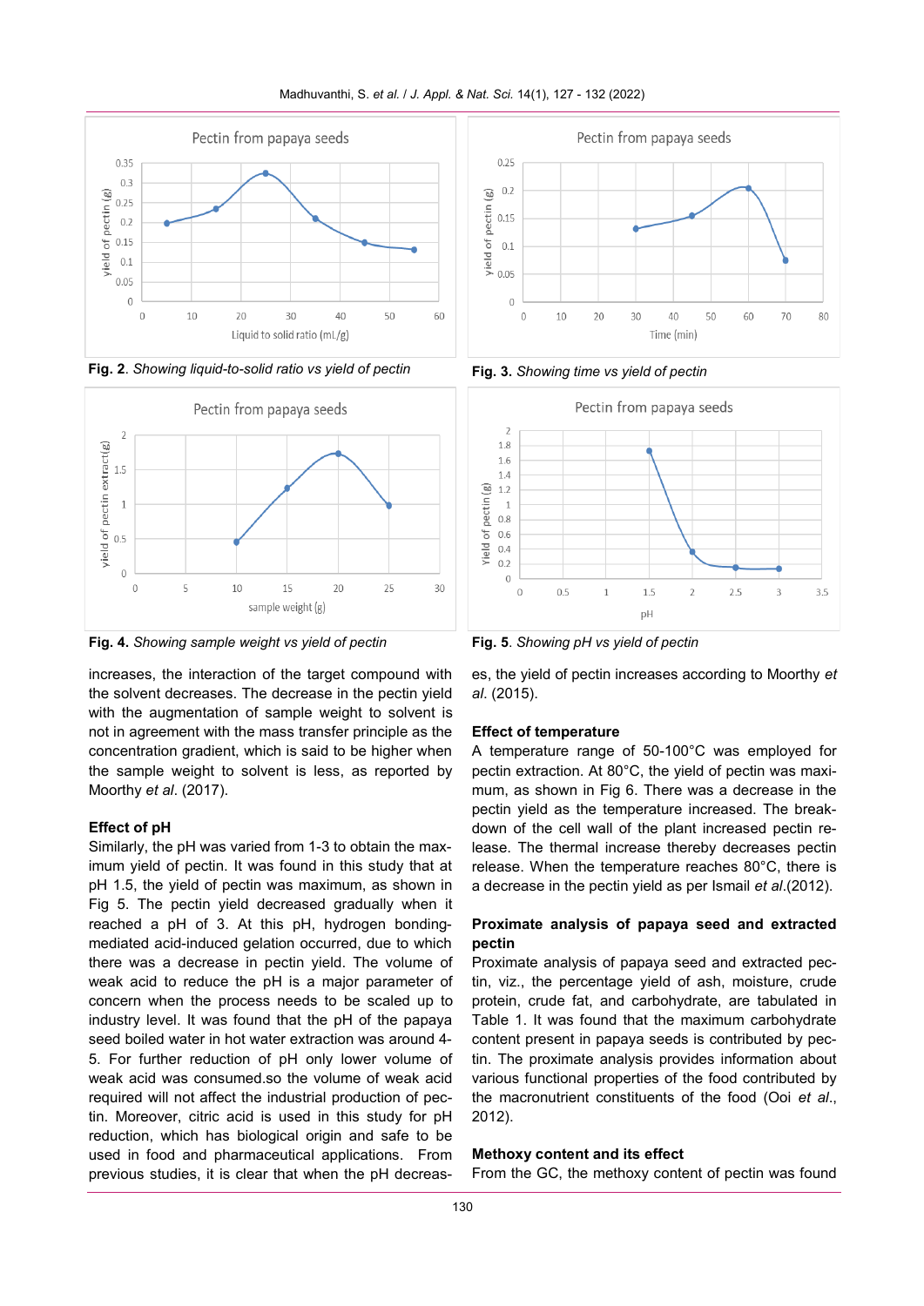Fig. 2. *Showing liquid-to-solid ratio vs yield of pectin*

Fig. 3. *Showing time vs yield of pectin*

Fig. 4. *Showing sample weight vs yield of pectin*

Fig. 5. *Showing pH vs yield of pectin*

increases, the interaction of the target compound with the solvent decreases. The decrease in the pectin yield with the augmentation of sample weight to solvent is not in agreement with the mass transfer principle as the concentration gradient, which is said to be higher when the sample weight to solvent is less, as reported by Moorthy *et al*. (2017).

**Effect of pH**

Similarly, the pH was varied from 1-3 to obtain the maximum yield of pectin. It was found in this study that at pH 1.5, the yield of pectin was maximum, as shown in Fig 5. The pectin yield decreased gradually when it reached a pH of 3. At this pH, hydrogen bonding-mediated acid-induced gelation occurred, due to which there was a decrease in pectin yield. The volume of weak acid to reduce the pH is a major parameter of concern when the process needs to be scaled up to industry level. It was found that the pH of the papaya seed boiled water in hot water extraction was around 4-5. For further reduction of pH only lower volume of weak acid was consumed.so the volume of weak acid required will not affect the industrial production of pectin. Moreover, citric acid is used in this study for pH reduction, which has biological origin and safe to be used in food and pharmaceutical applications. From previous studies, it is clear that when the pH decreases, the yield of pectin increases according to Moorthy *et al*. (2015).

**Effect of temperature**

A temperature range of 50-100°C was employed for pectin extraction. At 80°C, the yield of pectin was maximum, as shown in Fig 6. There was a decrease in the pectin yield as the temperature increased. The breakdown of the cell wall of the plant increased pectin release. The thermal increase thereby decreases pectin release. When the temperature reaches 80°C, there is a decrease in the pectin yield as per Ismail *et al*.(2012).

**Proximate analysis of papaya seed and extracted pectin**

Proximate analysis of papaya seed and extracted pectin, viz., the percentage yield of ash, moisture, crude protein, crude fat, and carbohydrate, are tabulated in Table 1. It was found that the maximum carbohydrate content present in papaya seeds is contributed by pectin. The proximate analysis provides information about various functional properties of the food contributed by the macronutrient constituents of the food (Ooi *et al*., 2012).

**Methoxy content and its effect**

From the GC, the methoxy content of pectin was found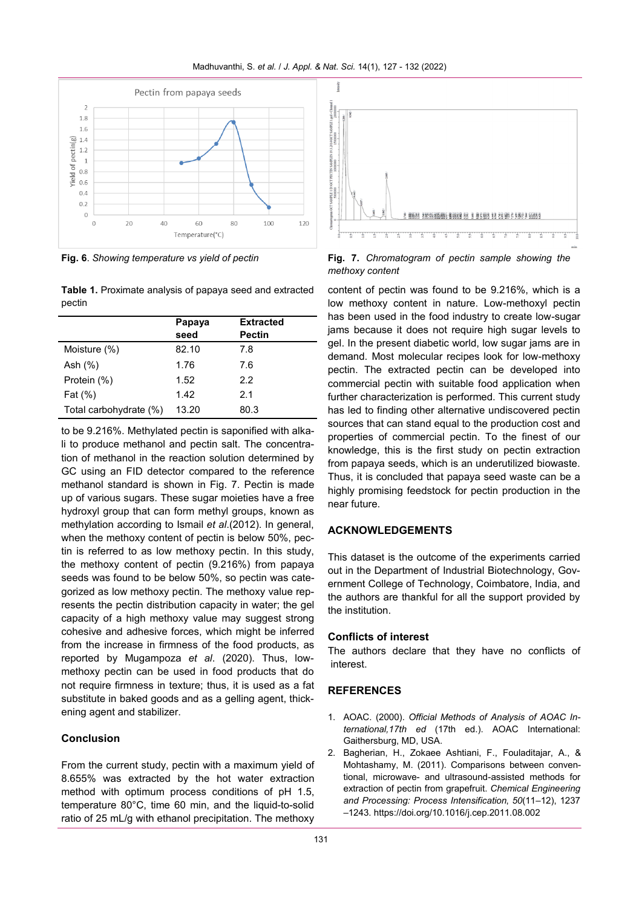Fig. 6. *Showing temperature vs yield of pectin*

Fig. 7. *Chromatogram of pectin sample showing the methoxy content*

**Table 1.** Proximate analysis of papaya seed and extracted pectin

| | Papaya seed | Extracted Pectin |
|---|---|---|
| Moisture (%) | 82.10 | 7.8 |
| Ash (%) | 1.76 | 7.6 |
| Protein (%) | 1.52 | 2.2 |
| Fat (%) | 1.42 | 2.1 |
| Total carbohydrate (%) | 13.20 | 80.3 |

to be 9.216%. Methylated pectin is saponified with alkali to produce methanol and pectin salt. The concentration of methanol in the reaction solution determined by GC using an FID detector compared to the reference methanol standard is shown in Fig. 7. Pectin is made up of various sugars. These sugar moieties have a free hydroxyl group that can form methyl groups, known as methylation according to Ismail *et al*.(2012). In general, when the methoxy content of pectin is below 50%, pectin is referred to as low methoxy pectin. In this study, the methoxy content of pectin (9.216%) from papaya seeds was found to be below 50%, so pectin was categorized as low methoxy pectin. The methoxy value represents the pectin distribution capacity in water; the gel capacity of a high methoxy value may suggest strong cohesive and adhesive forces, which might be inferred from the increase in firmness of the food products, as reported by Mugampoza *et al*. (2020). Thus, low-methoxy pectin can be used in food products that do not require firmness in texture; thus, it is used as a fat substitute in baked goods and as a gelling agent, thickening agent and stabilizer.

### Conclusion

From the current study, pectin with a maximum yield of 8.655% was extracted by the hot water extraction method with optimum process conditions of pH 1.5, temperature 80°C, time 60 min, and the liquid-to-solid ratio of 25 mL/g with ethanol precipitation. The methoxy content of pectin was found to be 9.216%, which is a low methoxy content in nature. Low-methoxyl pectin has been used in the food industry to create low-sugar jams because it does not require high sugar levels to gel. In the present diabetic world, low sugar jams are in demand. Most molecular recipes look for low-methoxy pectin. The extracted pectin can be developed into commercial pectin with suitable food application when further characterization is performed. This current study has led to finding other alternative undiscovered pectin sources that can stand equal to the production cost and properties of commercial pectin. To the finest of our knowledge, this is the first study on pectin extraction from papaya seeds, which is an underutilized biowaste. Thus, it is concluded that papaya seed waste can be a highly promising feedstock for pectin production in the near future.

## ACKNOWLEDGEMENTS

This dataset is the outcome of the experiments carried out in the Department of Industrial Biotechnology, Government College of Technology, Coimbatore, India, and the authors are thankful for all the support provided by the institution.

### Conflicts of interest

The authors declare that they have no conflicts of interest.

## REFERENCES

1. AOAC. (2000). *Official Methods of Analysis of AOAC International,17th ed* (17th ed.). AOAC International: Gaithersburg, MD, USA.
2. Bagherian, H., Zokaee Ashtiani, F., Fouladitajar, A., & Mohtashamy, M. (2011). Comparisons between conventional, microwave- and ultrasound-assisted methods for extraction of pectin from grapefruit. *Chemical Engineering and Processing: Process Intensification, 50*(11–12), 1237–1243. https://doi.org/10.1016/j.cep.2011.08.002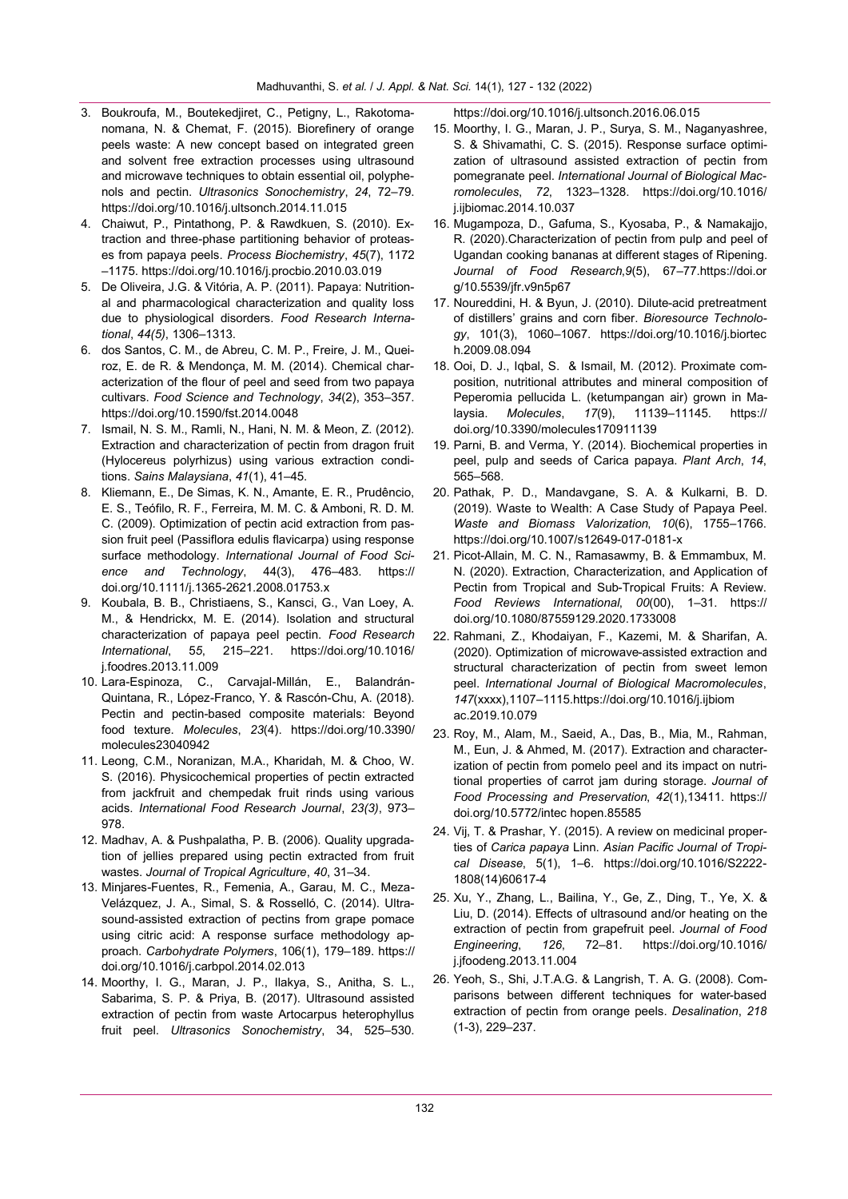3. Boukroufa, M., Boutekedjiret, C., Petigny, L., Rakotomanomana, N. & Chemat, F. (2015). Biorefinery of orange peels waste: A new concept based on integrated green and solvent free extraction processes using ultrasound and microwave techniques to obtain essential oil, polyphenols and pectin. *Ultrasonics Sonochemistry*, *24*, 72–79. https://doi.org/10.1016/j.ultsonch.2014.11.015
4. Chaiwut, P., Pintathong, P. & Rawdkuen, S. (2010). Extraction and three-phase partitioning behavior of proteases from papaya peels. *Process Biochemistry*, *45*(7), 1172–1175. https://doi.org/10.1016/j.procbio.2010.03.019
5. De Oliveira, J.G. & Vitória, A. P. (2011). Papaya: Nutritional and pharmacological characterization and quality loss due to physiological disorders. *Food Research International*, *44(5)*, 1306–1313.
6. dos Santos, C. M., de Abreu, C. M. P., Freire, J. M., Queiroz, E. de R. & Mendonça, M. M. (2014). Chemical characterization of the flour of peel and seed from two papaya cultivars. *Food Science and Technology*, *34*(2), 353–357. https://doi.org/10.1590/fst.2014.0048
7. Ismail, N. S. M., Ramli, N., Hani, N. M. & Meon, Z. (2012). Extraction and characterization of pectin from dragon fruit (Hylocereus polyrhizus) using various extraction conditions. *Sains Malaysiana*, *41*(1), 41–45.
8. Kliemann, E., De Simas, K. N., Amante, E. R., Prudêncio, E. S., Teófilo, R. F., Ferreira, M. M. C. & Amboni, R. D. M. C. (2009). Optimization of pectin acid extraction from passion fruit peel (Passiflora edulis flavicarpa) using response surface methodology. *International Journal of Food Science and Technology*, 44(3), 476–483. https://doi.org/10.1111/j.1365-2621.2008.01753.x
9. Koubala, B. B., Christiaens, S., Kansci, G., Van Loey, A. M., & Hendrickx, M. E. (2014). Isolation and structural characterization of papaya peel pectin. *Food Research International*, *55*, 215–221. https://doi.org/10.1016/j.foodres.2013.11.009
10. Lara-Espinoza, C., Carvajal-Millán, E., Balandrán-Quintana, R., López-Franco, Y. & Rascón-Chu, A. (2018). Pectin and pectin-based composite materials: Beyond food texture. *Molecules*, *23*(4). https://doi.org/10.3390/molecules23040942
11. Leong, C.M., Noranizan, M.A., Kharidah, M. & Choo, W. S. (2016). Physicochemical properties of pectin extracted from jackfruit and chempedak fruit rinds using various acids. *International Food Research Journal*, *23(3)*, 973–978.
12. Madhav, A. & Pushpalatha, P. B. (2006). Quality upgradation of jellies prepared using pectin extracted from fruit wastes. *Journal of Tropical Agriculture*, *40*, 31–34.
13. Minjares-Fuentes, R., Femenia, A., Garau, M. C., Meza-Velázquez, J. A., Simal, S. & Rosselló, C. (2014). Ultrasound-assisted extraction of pectins from grape pomace using citric acid: A response surface methodology approach. *Carbohydrate Polymers*, 106(1), 179–189. https://doi.org/10.1016/j.carbpol.2014.02.013
14. Moorthy, I. G., Maran, J. P., Ilakya, S., Anitha, S. L., Sabarima, S. P. & Priya, B. (2017). Ultrasound assisted extraction of pectin from waste Artocarpus heterophyllus fruit peel. *Ultrasonics Sonochemistry*, 34, 525–530. https://doi.org/10.1016/j.ultsonch.2016.06.015
15. Moorthy, I. G., Maran, J. P., Surya, S. M., Naganyashree, S. & Shivamathi, C. S. (2015). Response surface optimization of ultrasound assisted extraction of pectin from pomegranate peel. *International Journal of Biological Macromolecules*, *72*, 1323–1328. https://doi.org/10.1016/j.ijbiomac.2014.10.037
16. Mugampoza, D., Gafuma, S., Kyosaba, P., & Namakajjo, R. (2020).Characterization of pectin from pulp and peel of Ugandan cooking bananas at different stages of Ripening. *Journal of Food Research*,*9*(5), 67–77.https://doi.org/10.5539/jfr.v9n5p67
17. Noureddini, H. & Byun, J. (2010). Dilute-acid pretreatment of distillers' grains and corn fiber. *Bioresource Technology*, 101(3), 1060–1067. https://doi.org/10.1016/j.biortech.2009.08.094
18. Ooi, D. J., Iqbal, S. & Ismail, M. (2012). Proximate composition, nutritional attributes and mineral composition of Peperomia pellucida L. (ketumpangan air) grown in Malaysia. *Molecules*, *17*(9), 11139–11145. https://doi.org/10.3390/molecules170911139
19. Parni, B. and Verma, Y. (2014). Biochemical properties in peel, pulp and seeds of Carica papaya. *Plant Arch*, *14*, 565–568.
20. Pathak, P. D., Mandavgane, S. A. & Kulkarni, B. D. (2019). Waste to Wealth: A Case Study of Papaya Peel. *Waste and Biomass Valorization*, *10*(6), 1755–1766. https://doi.org/10.1007/s12649-017-0181-x
21. Picot-Allain, M. C. N., Ramasawmy, B. & Emmambux, M. N. (2020). Extraction, Characterization, and Application of Pectin from Tropical and Sub-Tropical Fruits: A Review. *Food Reviews International*, *00*(00), 1–31. https://doi.org/10.1080/87559129.2020.1733008
22. Rahmani, Z., Khodaiyan, F., Kazemi, M. & Sharifan, A. (2020). Optimization of microwave-assisted extraction and structural characterization of pectin from sweet lemon peel. *International Journal of Biological Macromolecules*, *147*(xxxx),1107–1115.https://doi.org/10.1016/j.ijbiomac.2019.10.079
23. Roy, M., Alam, M., Saeid, A., Das, B., Mia, M., Rahman, M., Eun, J. & Ahmed, M. (2017). Extraction and characterization of pectin from pomelo peel and its impact on nutritional properties of carrot jam during storage. *Journal of Food Processing and Preservation*, *42*(1),13411. https://doi.org/10.5772/intec hopen.85585
24. Vij, T. & Prashar, Y. (2015). A review on medicinal properties of *Carica papaya* Linn. *Asian Pacific Journal of Tropical Disease*, 5(1), 1–6. https://doi.org/10.1016/S2222-1808(14)60617-4
25. Xu, Y., Zhang, L., Bailina, Y., Ge, Z., Ding, T., Ye, X. & Liu, D. (2014). Effects of ultrasound and/or heating on the extraction of pectin from grapefruit peel. *Journal of Food Engineering*, *126*, 72–81. https://doi.org/10.1016/j.jfoodeng.2013.11.004
26. Yeoh, S., Shi, J.T.A.G. & Langrish, T. A. G. (2008). Comparisons between different techniques for water-based extraction of pectin from orange peels. *Desalination*, *218* (1-3), 229–237.